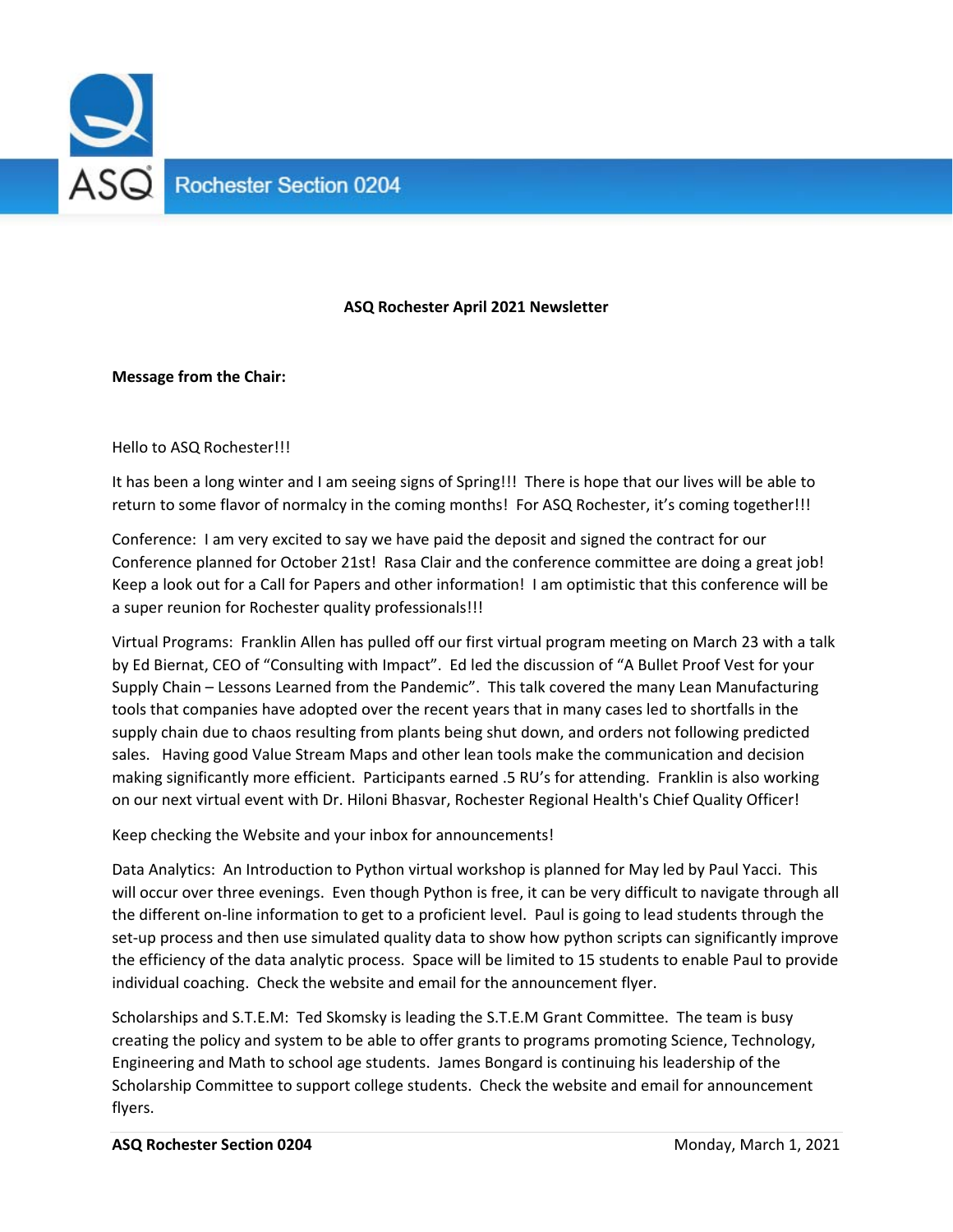# ASQ Rochester April 2021 Newsletter

**Message from the Chair:**

Hello to ASQ Rochester!!!

It has been a long winter and I am seeing signs of Spring!!! There is hope that our lives will be able to return to some flavor of normalcy in the coming months! For ASQ Rochester, it's coming together!!!

Conference: I am very excited to say we have paid the deposit and signed the contract for our Conference planned for October 21st! Rasa Clair and the conference committee are doing a great job! Keep a look out for a Call for Papers and other information! I am optimistic that this conference will be a super reunion for Rochester quality professionals!!!

Virtual Programs: Franklin Allen has pulled off our first virtual program meeting on March 23 with a talk by Ed Biernat, CEO of "Consulting with Impact". Ed led the discussion of "A Bullet Proof Vest for your Supply Chain – Lessons Learned from the Pandemic". This talk covered the many Lean Manufacturing tools that companies have adopted over the recent years that in many cases led to shortfalls in the supply chain due to chaos resulting from plants being shut down, and orders not following predicted sales. Having good Value Stream Maps and other lean tools make the communication and decision making significantly more efficient. Participants earned .5 RU's for attending. Franklin is also working on our next virtual event with Dr. Hiloni Bhasvar, Rochester Regional Health's Chief Quality Officer!

Keep checking the Website and your inbox for announcements!

Data Analytics: An Introduction to Python virtual workshop is planned for May led by Paul Yacci. This will occur over three evenings. Even though Python is free, it can be very difficult to navigate through all the different on-line information to get to a proficient level. Paul is going to lead students through the set-up process and then use simulated quality data to show how python scripts can significantly improve the efficiency of the data analytic process. Space will be limited to 15 students to enable Paul to provide individual coaching. Check the website and email for the announcement flyer.

Scholarships and S.T.E.M: Ted Skomsky is leading the S.T.E.M Grant Committee. The team is busy creating the policy and system to be able to offer grants to programs promoting Science, Technology, Engineering and Math to school age students. James Bongard is continuing his leadership of the Scholarship Committee to support college students. Check the website and email for announcement flyers.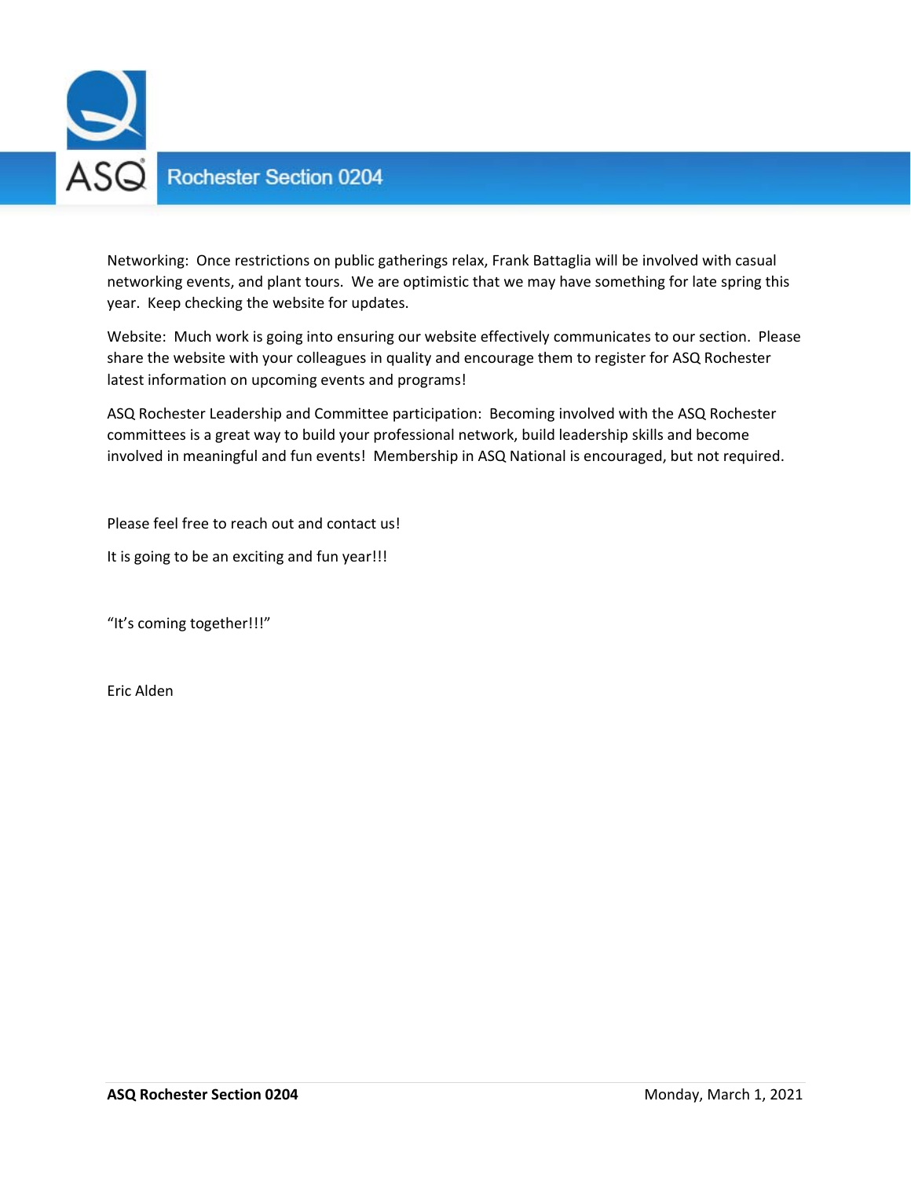Networking: Once restrictions on public gatherings relax, Frank Battaglia will be involved with casual networking events, and plant tours. We are optimistic that we may have something for late spring this year. Keep checking the website for updates.

Website: Much work is going into ensuring our website effectively communicates to our section. Please share the website with your colleagues in quality and encourage them to register for ASQ Rochester latest information on upcoming events and programs!

ASQ Rochester Leadership and Committee participation: Becoming involved with the ASQ Rochester committees is a great way to build your professional network, build leadership skills and become involved in meaningful and fun events! Membership in ASQ National is encouraged, but not required.

Please feel free to reach out and contact us!

It is going to be an exciting and fun year!!!

"It's coming together!!!"

Eric Alden